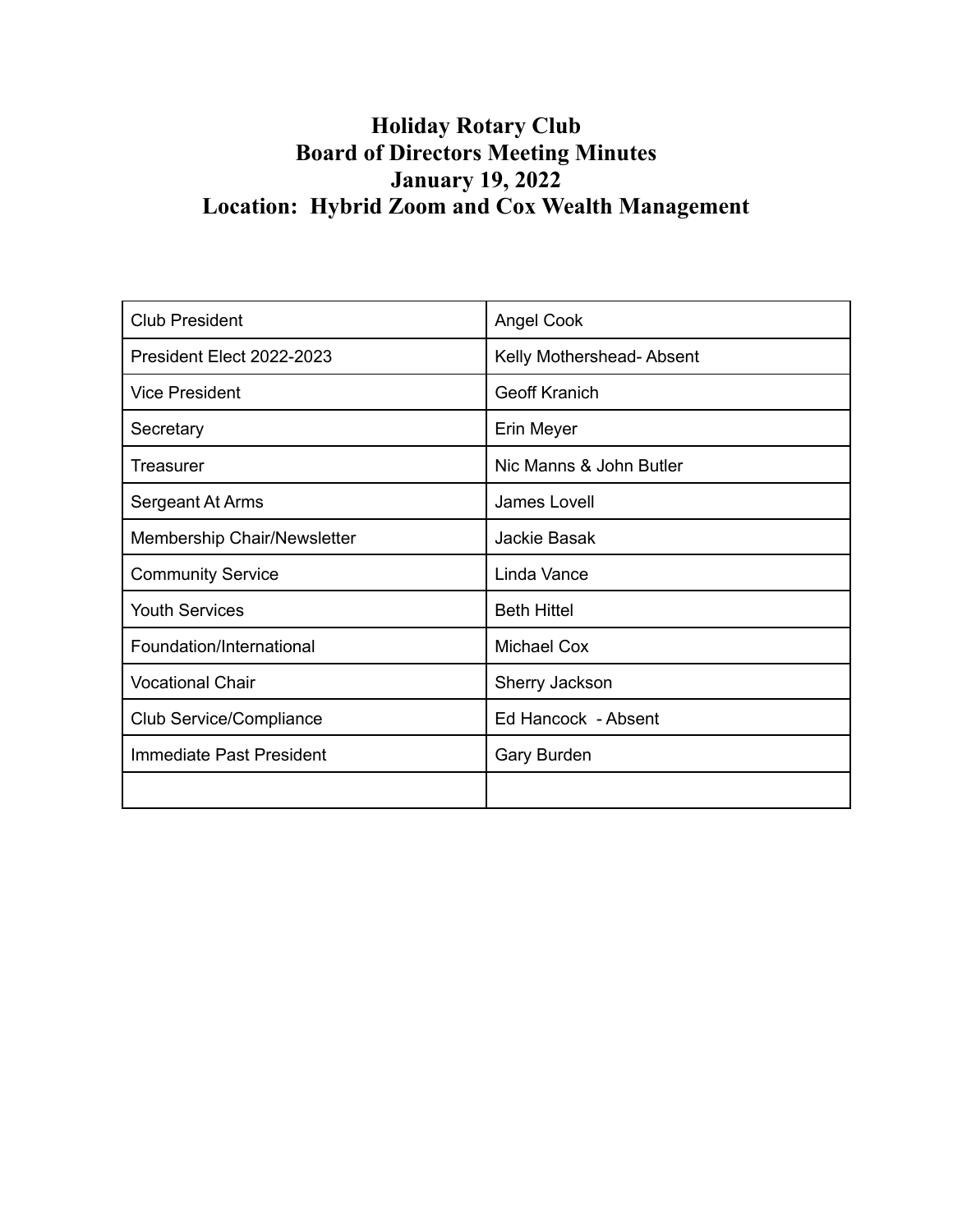# Holiday Rotary Club
## Board of Directors Meeting Minutes
## January 19, 2022
## Location: Hybrid Zoom and Cox Wealth Management

| | |
|---|---|
| Club President | Angel Cook |
| President Elect 2022-2023 | Kelly Mothershead- Absent |
| Vice President | Geoff Kranich |
| Secretary | Erin Meyer |
| Treasurer | Nic Manns & John Butler |
| Sergeant At Arms | James Lovell |
| Membership Chair/Newsletter | Jackie Basak |
| Community Service | Linda Vance |
| Youth Services | Beth Hittel |
| Foundation/International | Michael Cox |
| Vocational Chair | Sherry Jackson |
| Club Service/Compliance | Ed Hancock - Absent |
| Immediate Past President | Gary Burden |
| | |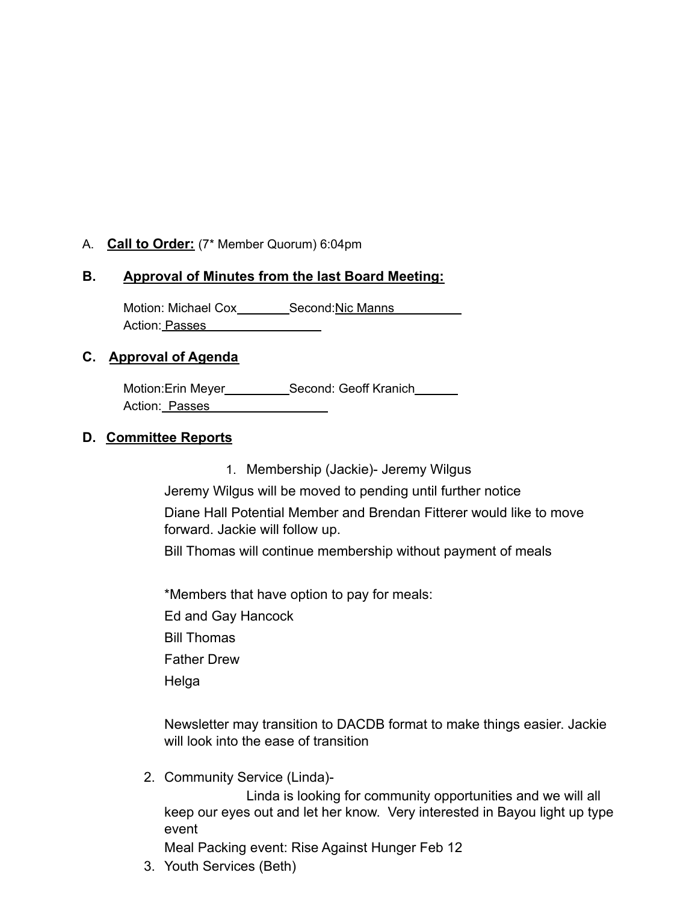A. **Call to Order:** (7* Member Quorum) 6:04pm

**B. Approval of Minutes from the last Board Meeting:**

Motion: Michael Cox________ Second: Nic Manns__________
Action: Passes_________________

**C. Approval of Agenda**

Motion: Erin Meyer__________ Second: Geoff Kranich______
Action: Passes_________________

**D. Committee Reports**

1. Membership (Jackie)- Jeremy Wilgus

Jeremy Wilgus will be moved to pending until further notice

Diane Hall Potential Member and Brendan Fitterer would like to move forward. Jackie will follow up.

Bill Thomas will continue membership without payment of meals

*Members that have option to pay for meals:

Ed and Gay Hancock

Bill Thomas

Father Drew

Helga

Newsletter may transition to DACDB format to make things easier. Jackie will look into the ease of transition

2. Community Service (Linda)-

Linda is looking for community opportunities and we will all keep our eyes out and let her know. Very interested in Bayou light up type event

Meal Packing event: Rise Against Hunger Feb 12

3. Youth Services (Beth)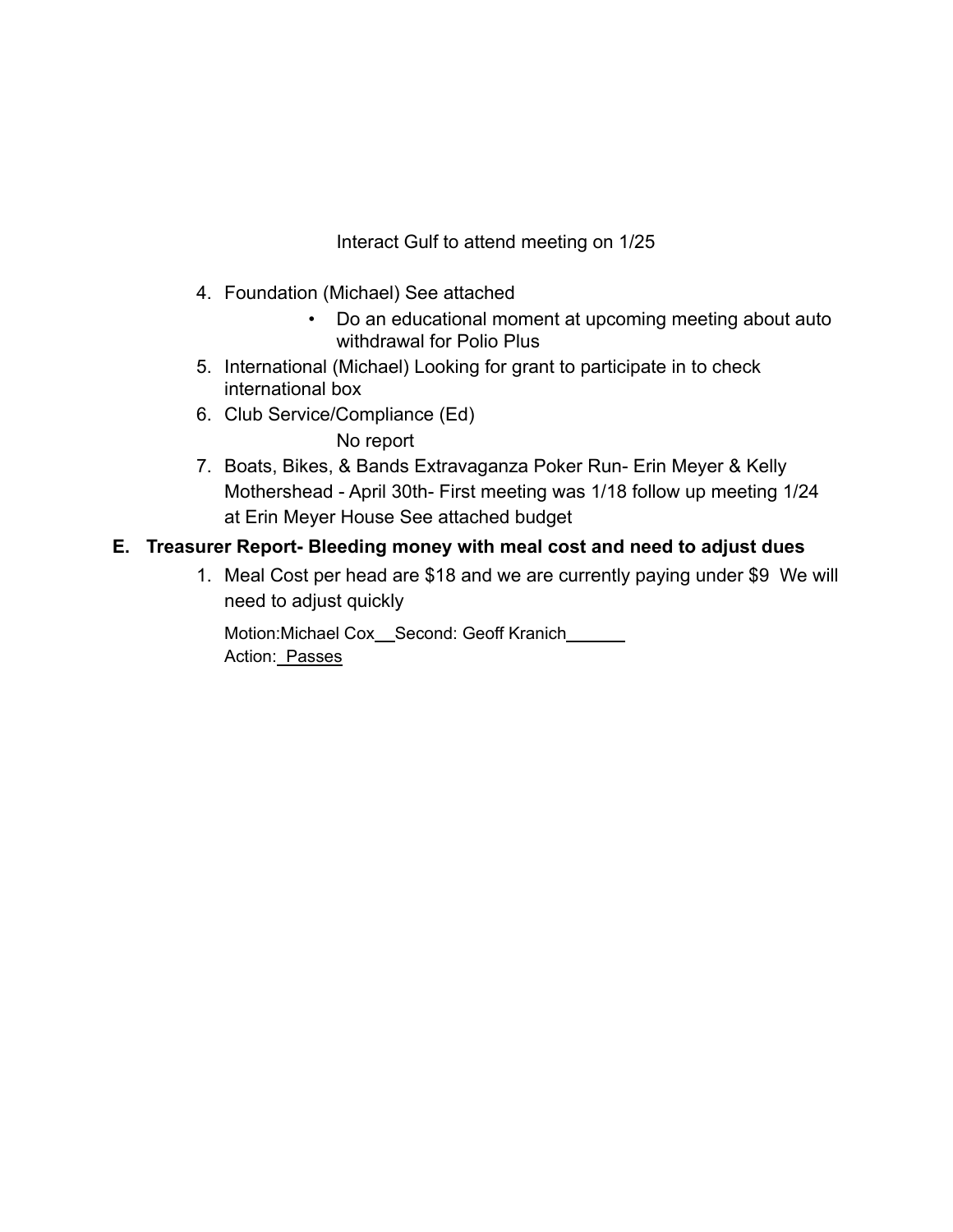Interact Gulf to attend meeting on 1/25

4. Foundation (Michael) See attached
    - Do an educational moment at upcoming meeting about auto withdrawal for Polio Plus
5. International (Michael) Looking for grant to participate in to check international box
6. Club Service/Compliance (Ed)

    No report
7. Boats, Bikes, & Bands Extravaganza Poker Run- Erin Meyer & Kelly Mothershead - April 30th- First meeting was 1/18 follow up meeting 1/24 at Erin Meyer House See attached budget

**E. Treasurer Report- Bleeding money with meal cost and need to adjust dues**

1. Meal Cost per head are $18 and we are currently paying under $9  We will need to adjust quickly

    Motion:Michael Cox___Second: Geoff Kranich______
    Action: Passes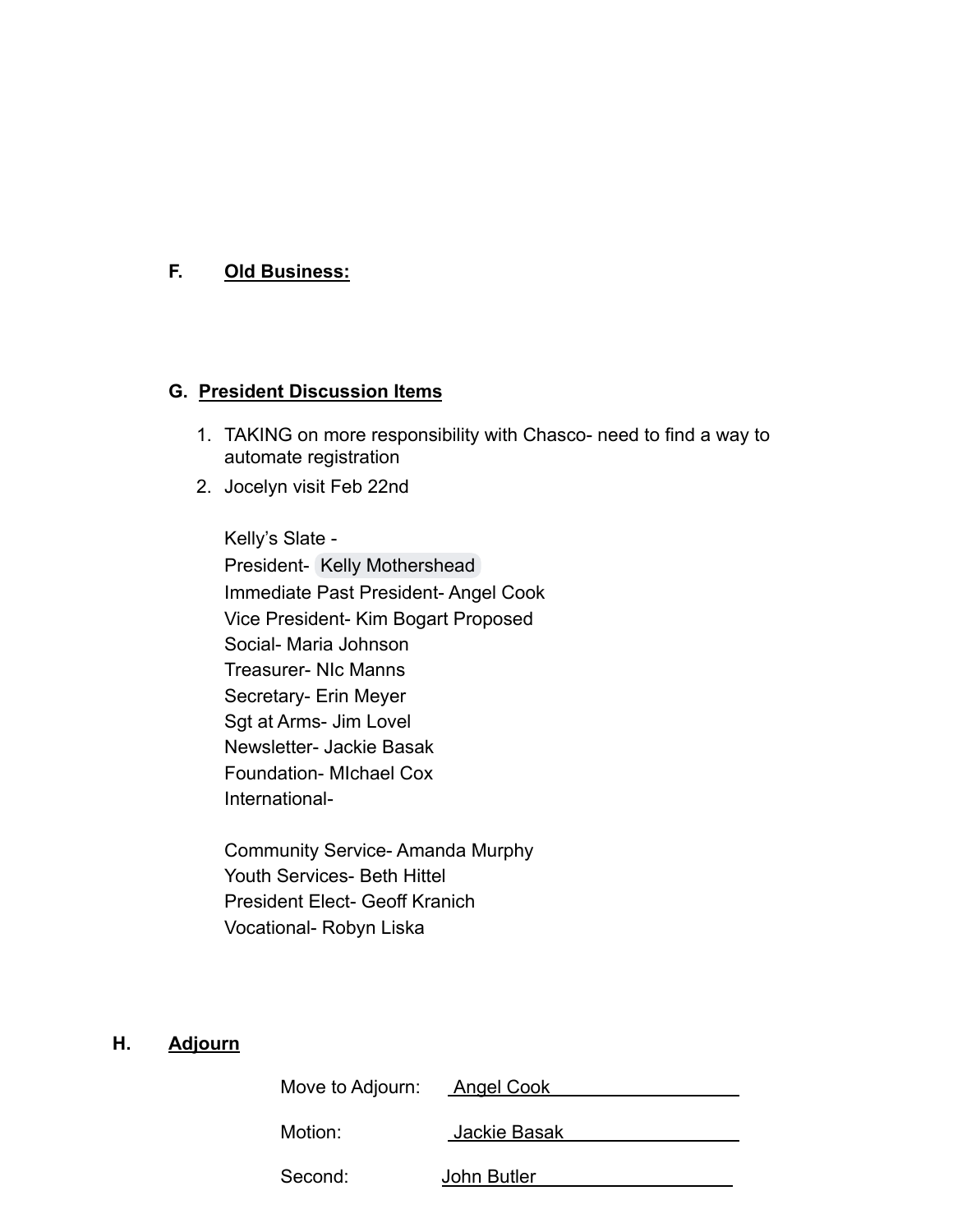**F. <u>Old Business:</u>**

**G. <u>President Discussion Items</u>**

1. TAKING on more responsibility with Chasco- need to find a way to automate registration
2. Jocelyn visit Feb 22nd

   Kelly's Slate -
   President- Kelly Mothershead
   Immediate Past President- Angel Cook
   Vice President- Kim Bogart Proposed
   Social- Maria Johnson
   Treasurer- NIc Manns
   Secretary- Erin Meyer
   Sgt at Arms- Jim Lovel
   Newsletter- Jackie Basak
   Foundation- MIchael Cox
   International-

   Community Service- Amanda Murphy
   Youth Services- Beth Hittel
   President Elect- Geoff Kranich
   Vocational- Robyn Liska

**H. <u>Adjourn</u>**

Move to Adjourn: Angel Cook

Motion: Jackie Basak

Second: John Butler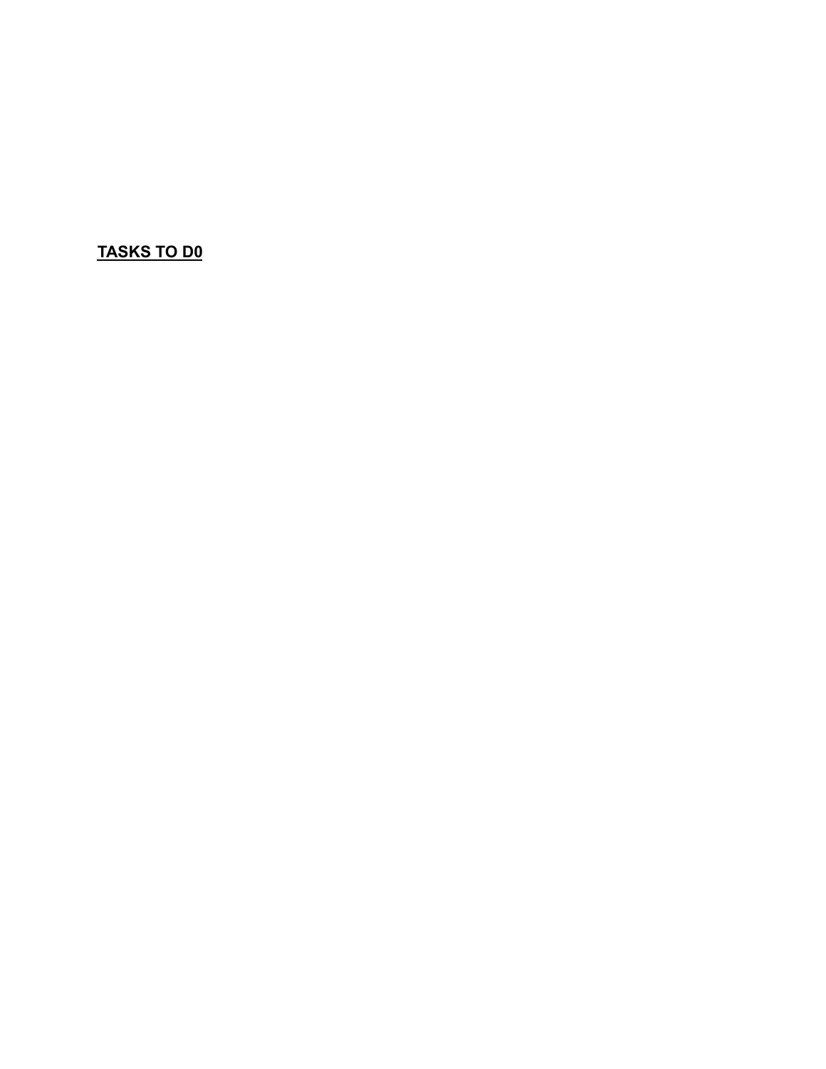**TASKS TO D0**